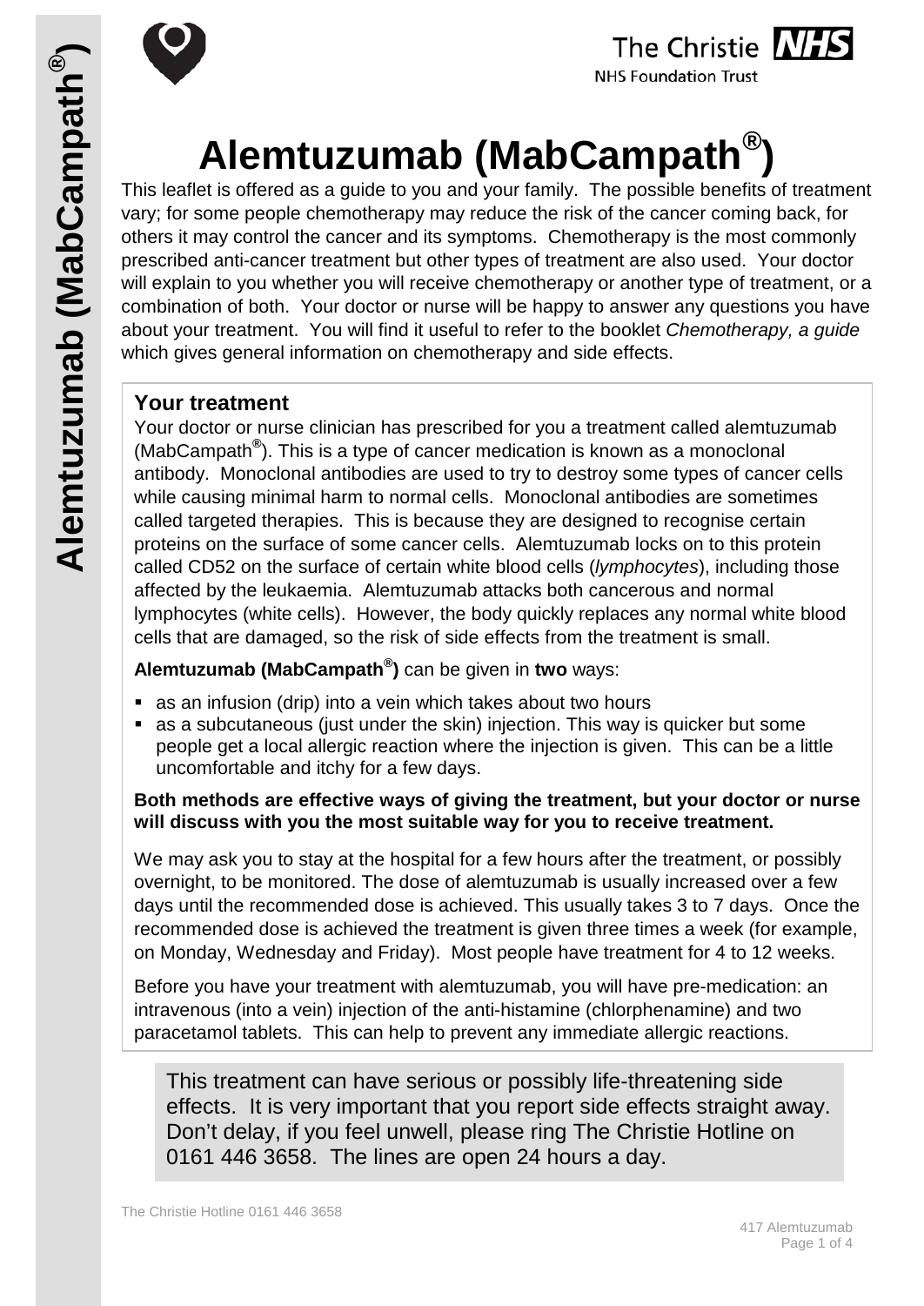# Alemtuzumab (MabCampath®)

This leaflet is offered as a guide to you and your family. The possible benefits of treatment vary; for some people chemotherapy may reduce the risk of the cancer coming back, for others it may control the cancer and its symptoms. Chemotherapy is the most commonly prescribed anti-cancer treatment but other types of treatment are also used. Your doctor will explain to you whether you will receive chemotherapy or another type of treatment, or a combination of both. Your doctor or nurse will be happy to answer any questions you have about your treatment. You will find it useful to refer to the booklet *Chemotherapy, a guide* which gives general information on chemotherapy and side effects.

## Your treatment

Your doctor or nurse clinician has prescribed for you a treatment called alemtuzumab (MabCampath®). This is a type of cancer medication is known as a monoclonal antibody. Monoclonal antibodies are used to try to destroy some types of cancer cells while causing minimal harm to normal cells. Monoclonal antibodies are sometimes called targeted therapies. This is because they are designed to recognise certain proteins on the surface of some cancer cells. Alemtuzumab locks on to this protein called CD52 on the surface of certain white blood cells (*lymphocytes*), including those affected by the leukaemia. Alemtuzumab attacks both cancerous and normal lymphocytes (white cells). However, the body quickly replaces any normal white blood cells that are damaged, so the risk of side effects from the treatment is small.

**Alemtuzumab (MabCampath®)** can be given in **two** ways:

- as an infusion (drip) into a vein which takes about two hours
- as a subcutaneous (just under the skin) injection. This way is quicker but some people get a local allergic reaction where the injection is given. This can be a little uncomfortable and itchy for a few days.

**Both methods are effective ways of giving the treatment, but your doctor or nurse will discuss with you the most suitable way for you to receive treatment.**

We may ask you to stay at the hospital for a few hours after the treatment, or possibly overnight, to be monitored. The dose of alemtuzumab is usually increased over a few days until the recommended dose is achieved. This usually takes 3 to 7 days. Once the recommended dose is achieved the treatment is given three times a week (for example, on Monday, Wednesday and Friday). Most people have treatment for 4 to 12 weeks.

Before you have your treatment with alemtuzumab, you will have pre-medication: an intravenous (into a vein) injection of the anti-histamine (chlorphenamine) and two paracetamol tablets. This can help to prevent any immediate allergic reactions.

This treatment can have serious or possibly life-threatening side effects. It is very important that you report side effects straight away. Don't delay, if you feel unwell, please ring The Christie Hotline on 0161 446 3658. The lines are open 24 hours a day.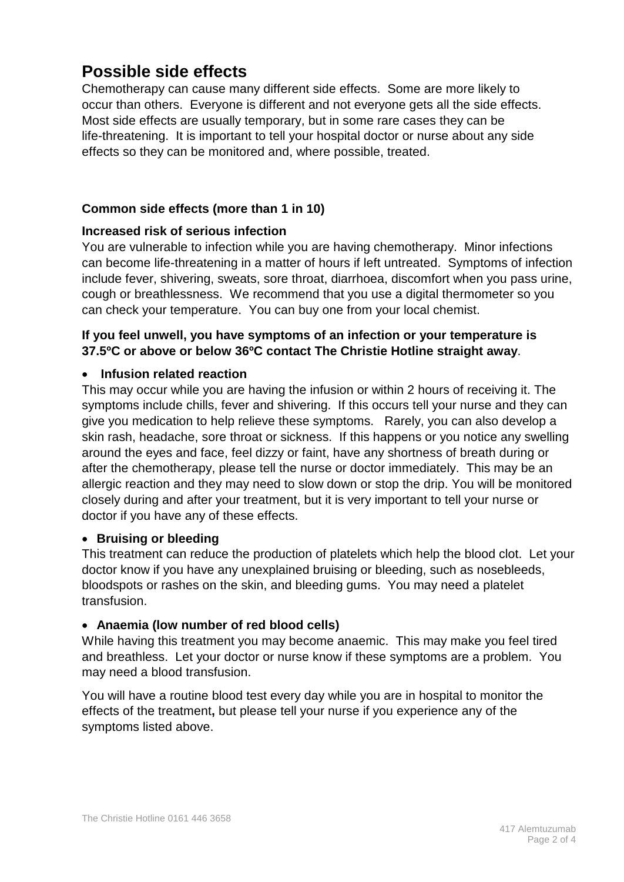## Possible side effects

Chemotherapy can cause many different side effects. Some are more likely to occur than others. Everyone is different and not everyone gets all the side effects. Most side effects are usually temporary, but in some rare cases they can be life-threatening. It is important to tell your hospital doctor or nurse about any side effects so they can be monitored and, where possible, treated.

### Common side effects (more than 1 in 10)

**Increased risk of serious infection**

You are vulnerable to infection while you are having chemotherapy. Minor infections can become life-threatening in a matter of hours if left untreated. Symptoms of infection include fever, shivering, sweats, sore throat, diarrhoea, discomfort when you pass urine, cough or breathlessness. We recommend that you use a digital thermometer so you can check your temperature. You can buy one from your local chemist.

**If you feel unwell, you have symptoms of an infection or your temperature is 37.5ºC or above or below 36ºC contact The Christie Hotline straight away**.

- **Infusion related reaction**

This may occur while you are having the infusion or within 2 hours of receiving it. The symptoms include chills, fever and shivering. If this occurs tell your nurse and they can give you medication to help relieve these symptoms. Rarely, you can also develop a skin rash, headache, sore throat or sickness. If this happens or you notice any swelling around the eyes and face, feel dizzy or faint, have any shortness of breath during or after the chemotherapy, please tell the nurse or doctor immediately. This may be an allergic reaction and they may need to slow down or stop the drip. You will be monitored closely during and after your treatment, but it is very important to tell your nurse or doctor if you have any of these effects.

- **Bruising or bleeding**

This treatment can reduce the production of platelets which help the blood clot. Let your doctor know if you have any unexplained bruising or bleeding, such as nosebleeds, bloodspots or rashes on the skin, and bleeding gums. You may need a platelet transfusion.

- **Anaemia (low number of red blood cells)**

While having this treatment you may become anaemic. This may make you feel tired and breathless. Let your doctor or nurse know if these symptoms are a problem. You may need a blood transfusion.

You will have a routine blood test every day while you are in hospital to monitor the effects of the treatment**,** but please tell your nurse if you experience any of the symptoms listed above.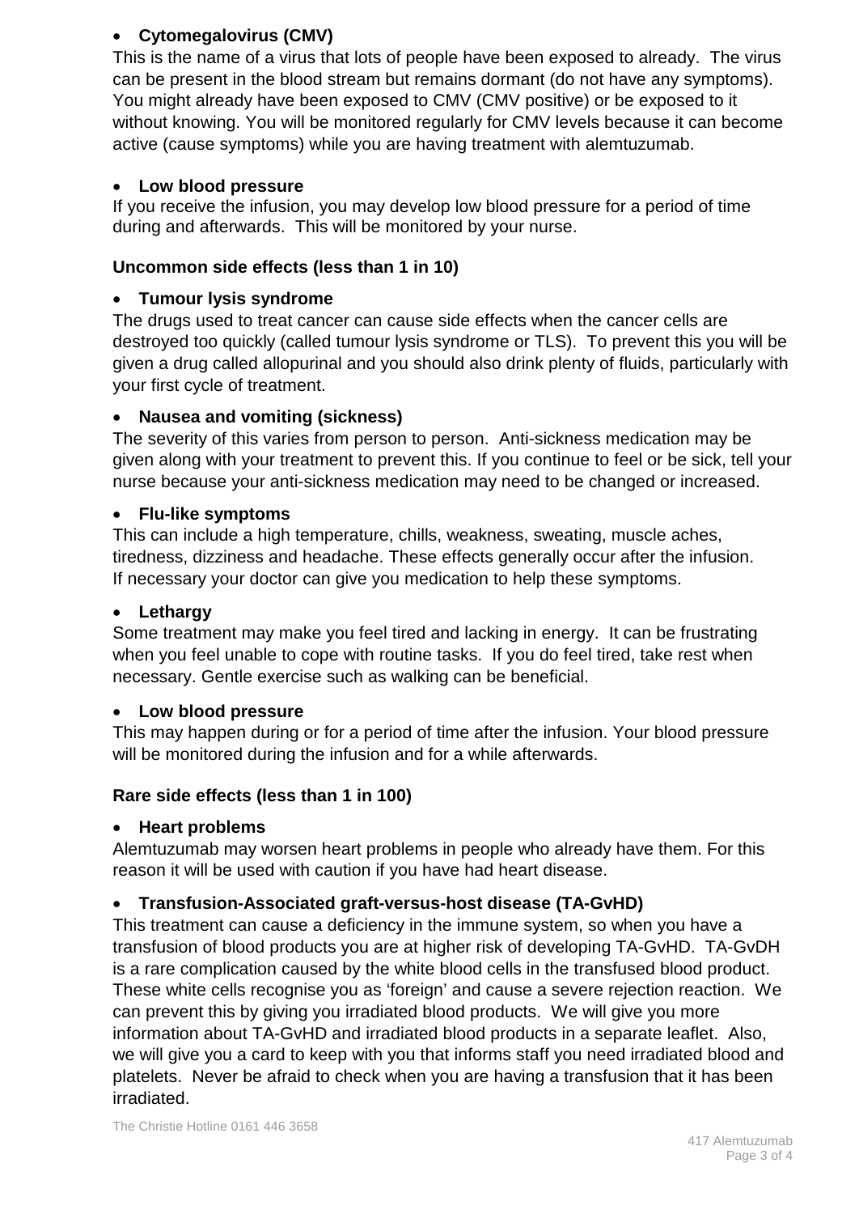- **Cytomegalovirus (CMV)**

This is the name of a virus that lots of people have been exposed to already. The virus can be present in the blood stream but remains dormant (do not have any symptoms). You might already have been exposed to CMV (CMV positive) or be exposed to it without knowing. You will be monitored regularly for CMV levels because it can become active (cause symptoms) while you are having treatment with alemtuzumab.

- **Low blood pressure**

If you receive the infusion, you may develop low blood pressure for a period of time during and afterwards. This will be monitored by your nurse.

### Uncommon side effects (less than 1 in 10)

- **Tumour lysis syndrome**

The drugs used to treat cancer can cause side effects when the cancer cells are destroyed too quickly (called tumour lysis syndrome or TLS). To prevent this you will be given a drug called allopurinal and you should also drink plenty of fluids, particularly with your first cycle of treatment.

- **Nausea and vomiting (sickness)**

The severity of this varies from person to person. Anti-sickness medication may be given along with your treatment to prevent this. If you continue to feel or be sick, tell your nurse because your anti-sickness medication may need to be changed or increased.

- **Flu-like symptoms**

This can include a high temperature, chills, weakness, sweating, muscle aches, tiredness, dizziness and headache. These effects generally occur after the infusion. If necessary your doctor can give you medication to help these symptoms.

- **Lethargy**

Some treatment may make you feel tired and lacking in energy. It can be frustrating when you feel unable to cope with routine tasks. If you do feel tired, take rest when necessary. Gentle exercise such as walking can be beneficial.

- **Low blood pressure**

This may happen during or for a period of time after the infusion. Your blood pressure will be monitored during the infusion and for a while afterwards.

### Rare side effects (less than 1 in 100)

- **Heart problems**

Alemtuzumab may worsen heart problems in people who already have them. For this reason it will be used with caution if you have had heart disease.

- **Transfusion-Associated graft-versus-host disease (TA-GvHD)**

This treatment can cause a deficiency in the immune system, so when you have a transfusion of blood products you are at higher risk of developing TA-GvHD. TA-GvDH is a rare complication caused by the white blood cells in the transfused blood product. These white cells recognise you as 'foreign' and cause a severe rejection reaction. We can prevent this by giving you irradiated blood products. We will give you more information about TA-GvHD and irradiated blood products in a separate leaflet. Also, we will give you a card to keep with you that informs staff you need irradiated blood and platelets. Never be afraid to check when you are having a transfusion that it has been irradiated.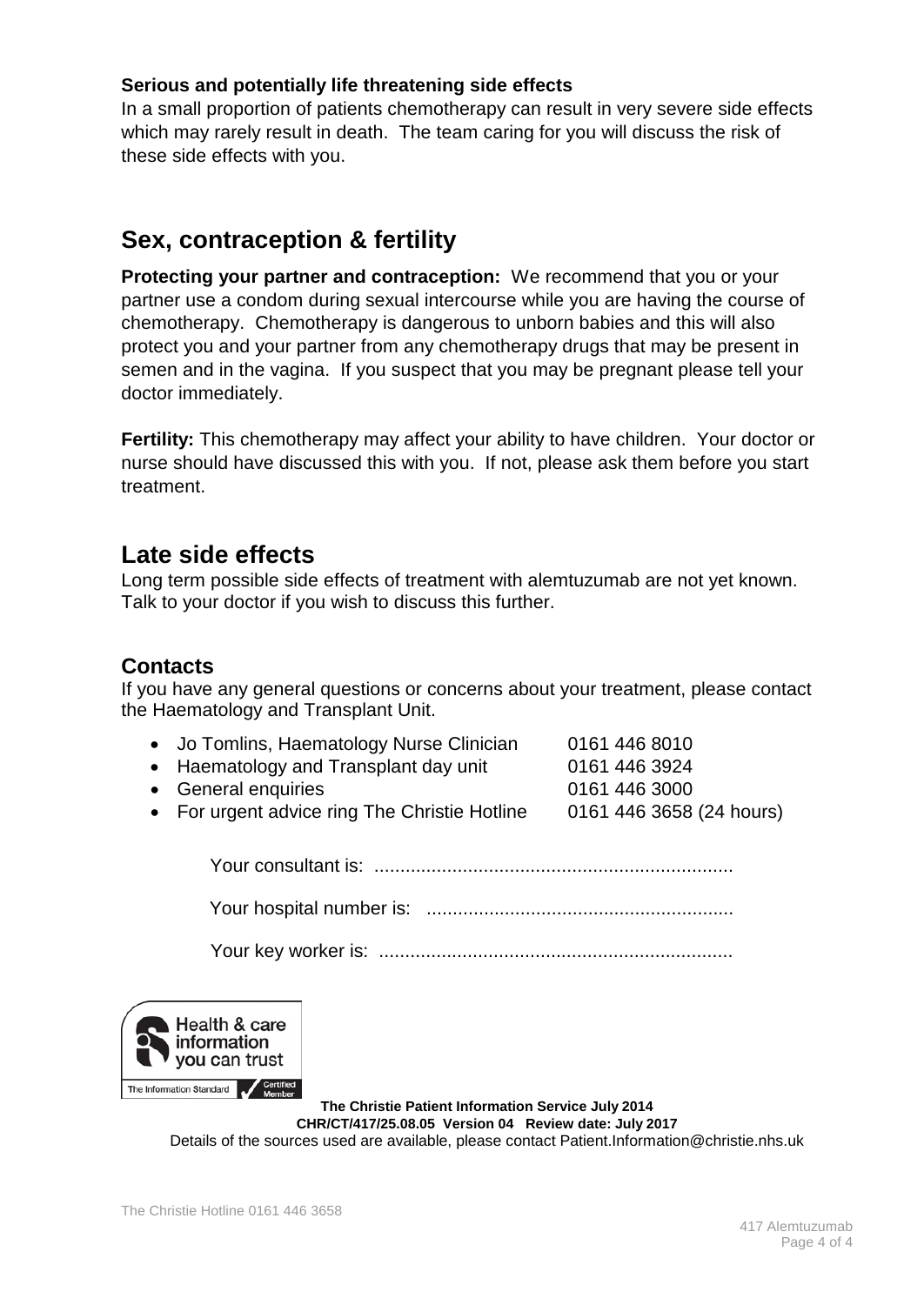**Serious and potentially life threatening side effects**

In a small proportion of patients chemotherapy can result in very severe side effects which may rarely result in death. The team caring for you will discuss the risk of these side effects with you.

## Sex, contraception & fertility

**Protecting your partner and contraception:** We recommend that you or your partner use a condom during sexual intercourse while you are having the course of chemotherapy. Chemotherapy is dangerous to unborn babies and this will also protect you and your partner from any chemotherapy drugs that may be present in semen and in the vagina. If you suspect that you may be pregnant please tell your doctor immediately.

**Fertility:** This chemotherapy may affect your ability to have children. Your doctor or nurse should have discussed this with you. If not, please ask them before you start treatment.

## Late side effects

Long term possible side effects of treatment with alemtuzumab are not yet known. Talk to your doctor if you wish to discuss this further.

### Contacts

If you have any general questions or concerns about your treatment, please contact the Haematology and Transplant Unit.

- Jo Tomlins, Haematology Nurse Clinician 0161 446 8010
- Haematology and Transplant day unit 0161 446 3924
- General enquiries 0161 446 3000
- For urgent advice ring The Christie Hotline 0161 446 3658 (24 hours)

Your consultant is: ....................................................................

Your hospital number is: ..........................................................

Your key worker is: ...................................................................

Health & care information you can trust

The Information Standard Certified Member

**The Christie Patient Information Service July 2014**
**CHR/CT/417/25.08.05 Version 04 Review date: July 2017**
Details of the sources used are available, please contact Patient.Information@christie.nhs.uk